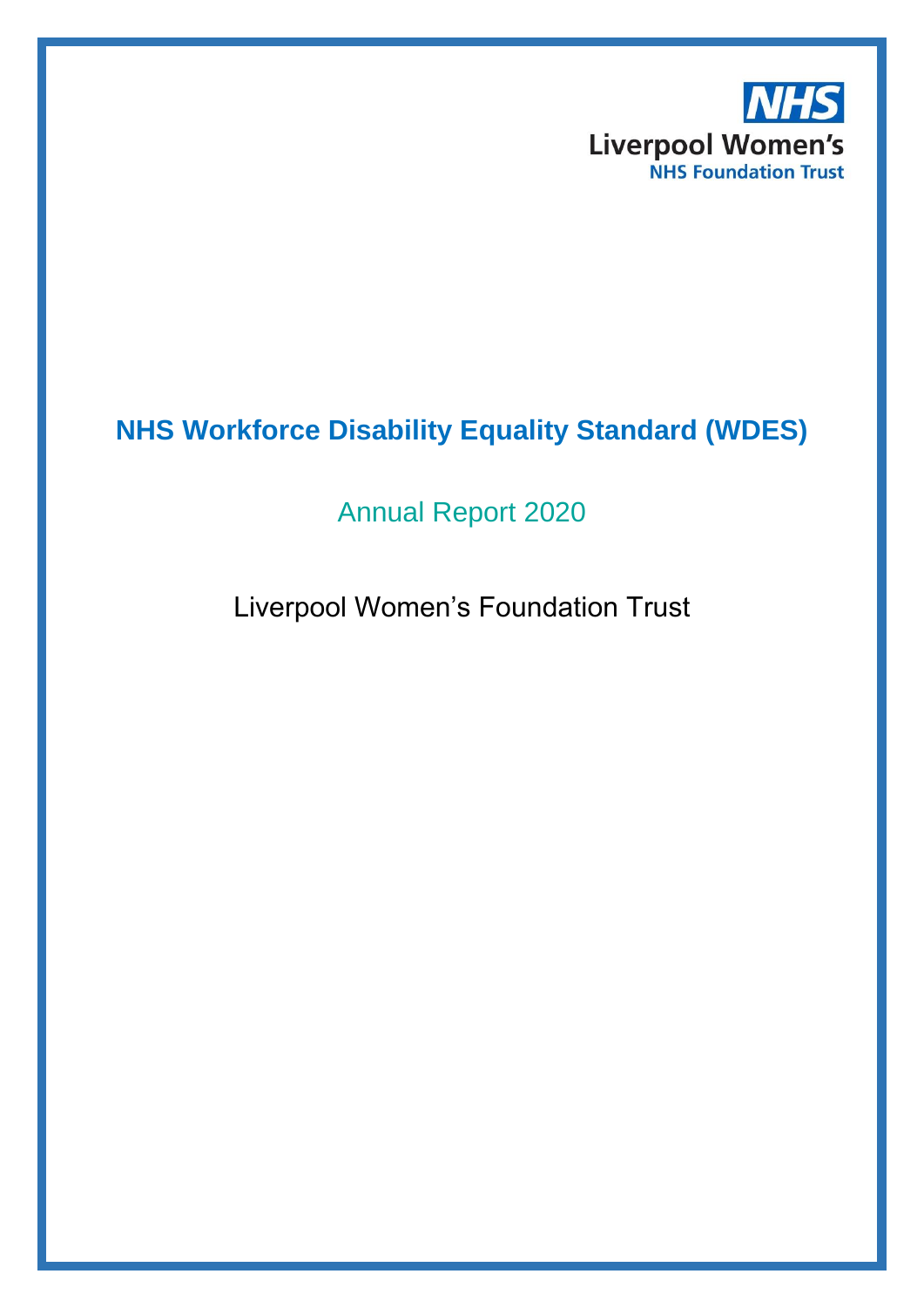NHS
Liverpool Women's
NHS Foundation Trust

# NHS Workforce Disability Equality Standard (WDES)

## Annual Report 2020

### Liverpool Women's Foundation Trust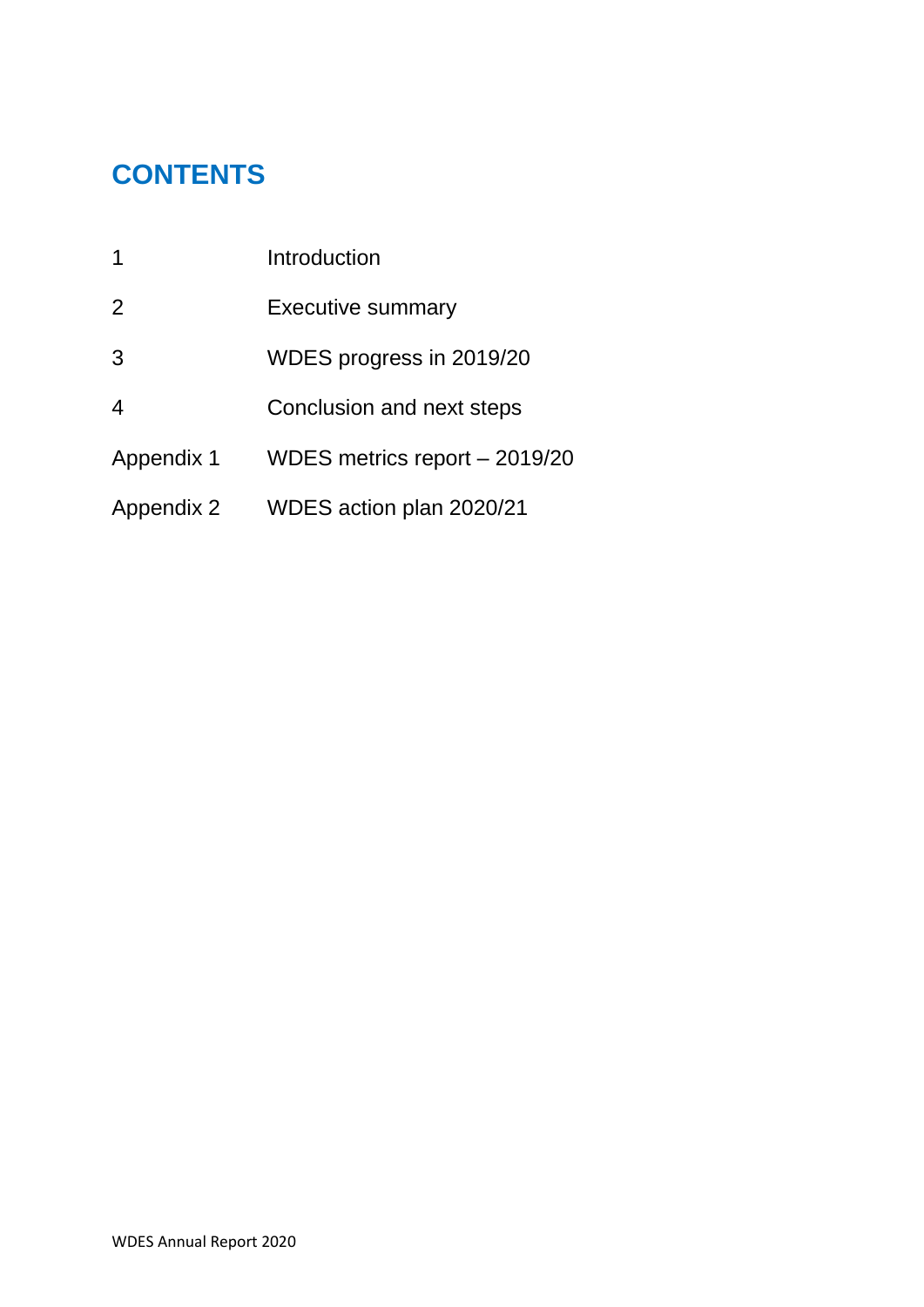# CONTENTS

| | |
|---|---|
| 1 | Introduction |
| 2 | Executive summary |
| 3 | WDES progress in 2019/20 |
| 4 | Conclusion and next steps |
| Appendix 1 | WDES metrics report – 2019/20 |
| Appendix 2 | WDES action plan 2020/21 |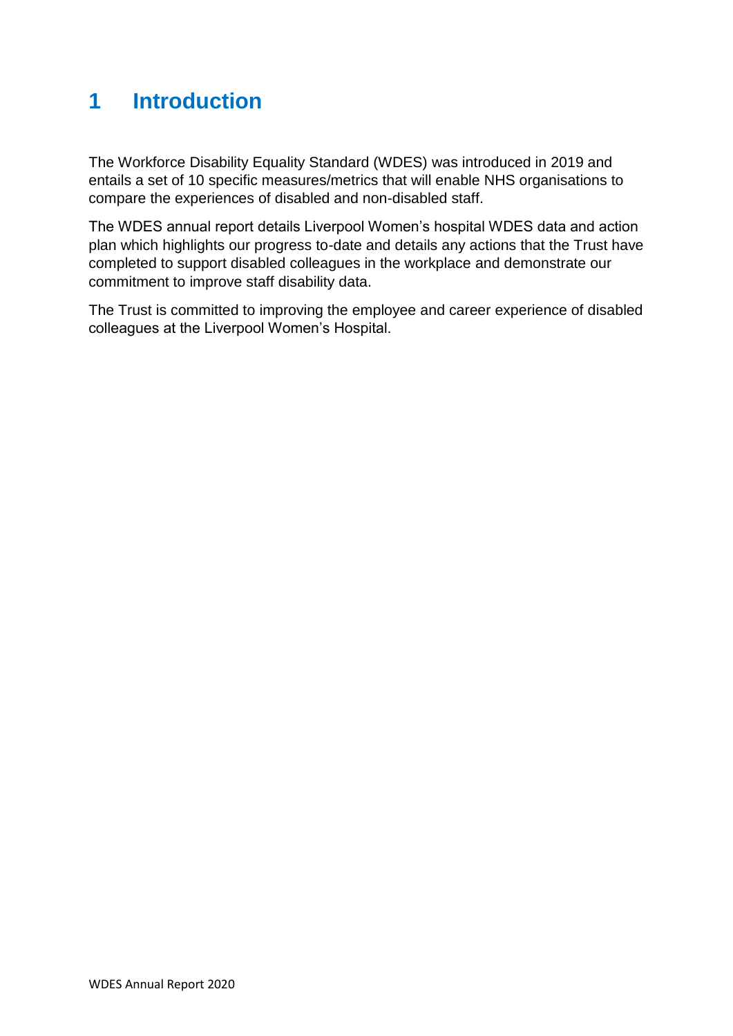# 1 Introduction

The Workforce Disability Equality Standard (WDES) was introduced in 2019 and entails a set of 10 specific measures/metrics that will enable NHS organisations to compare the experiences of disabled and non-disabled staff.

The WDES annual report details Liverpool Women's hospital WDES data and action plan which highlights our progress to-date and details any actions that the Trust have completed to support disabled colleagues in the workplace and demonstrate our commitment to improve staff disability data.

The Trust is committed to improving the employee and career experience of disabled colleagues at the Liverpool Women's Hospital.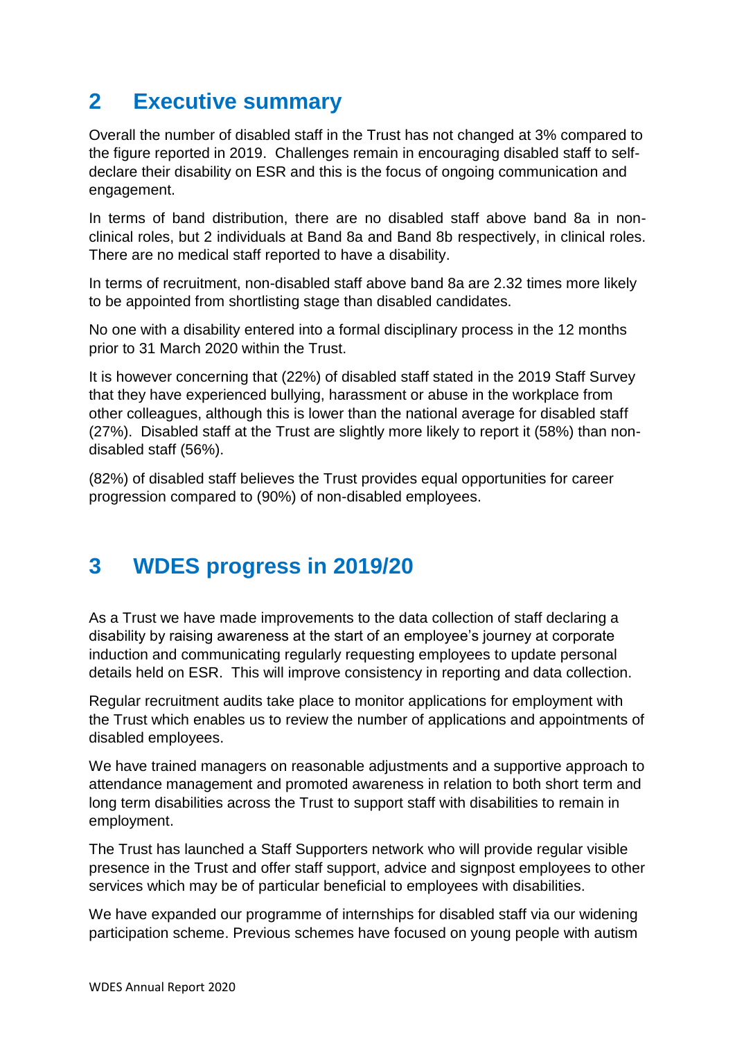## 2 Executive summary

Overall the number of disabled staff in the Trust has not changed at 3% compared to the figure reported in 2019. Challenges remain in encouraging disabled staff to self-declare their disability on ESR and this is the focus of ongoing communication and engagement.

In terms of band distribution, there are no disabled staff above band 8a in non-clinical roles, but 2 individuals at Band 8a and Band 8b respectively, in clinical roles. There are no medical staff reported to have a disability.

In terms of recruitment, non-disabled staff above band 8a are 2.32 times more likely to be appointed from shortlisting stage than disabled candidates.

No one with a disability entered into a formal disciplinary process in the 12 months prior to 31 March 2020 within the Trust.

It is however concerning that (22%) of disabled staff stated in the 2019 Staff Survey that they have experienced bullying, harassment or abuse in the workplace from other colleagues, although this is lower than the national average for disabled staff (27%). Disabled staff at the Trust are slightly more likely to report it (58%) than non-disabled staff (56%).

(82%) of disabled staff believes the Trust provides equal opportunities for career progression compared to (90%) of non-disabled employees.

## 3 WDES progress in 2019/20

As a Trust we have made improvements to the data collection of staff declaring a disability by raising awareness at the start of an employee's journey at corporate induction and communicating regularly requesting employees to update personal details held on ESR. This will improve consistency in reporting and data collection.

Regular recruitment audits take place to monitor applications for employment with the Trust which enables us to review the number of applications and appointments of disabled employees.

We have trained managers on reasonable adjustments and a supportive approach to attendance management and promoted awareness in relation to both short term and long term disabilities across the Trust to support staff with disabilities to remain in employment.

The Trust has launched a Staff Supporters network who will provide regular visible presence in the Trust and offer staff support, advice and signpost employees to other services which may be of particular beneficial to employees with disabilities.

We have expanded our programme of internships for disabled staff via our widening participation scheme. Previous schemes have focused on young people with autism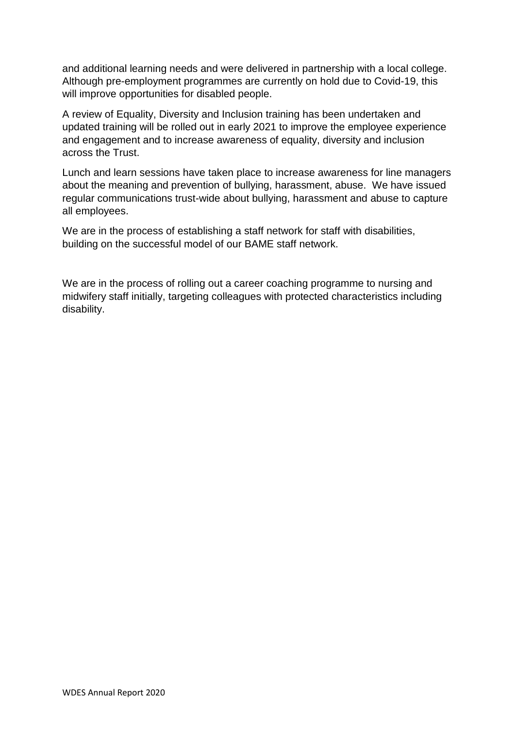and additional learning needs and were delivered in partnership with a local college. Although pre-employment programmes are currently on hold due to Covid-19, this will improve opportunities for disabled people.

A review of Equality, Diversity and Inclusion training has been undertaken and updated training will be rolled out in early 2021 to improve the employee experience and engagement and to increase awareness of equality, diversity and inclusion across the Trust.

Lunch and learn sessions have taken place to increase awareness for line managers about the meaning and prevention of bullying, harassment, abuse. We have issued regular communications trust-wide about bullying, harassment and abuse to capture all employees.

We are in the process of establishing a staff network for staff with disabilities, building on the successful model of our BAME staff network.

We are in the process of rolling out a career coaching programme to nursing and midwifery staff initially, targeting colleagues with protected characteristics including disability.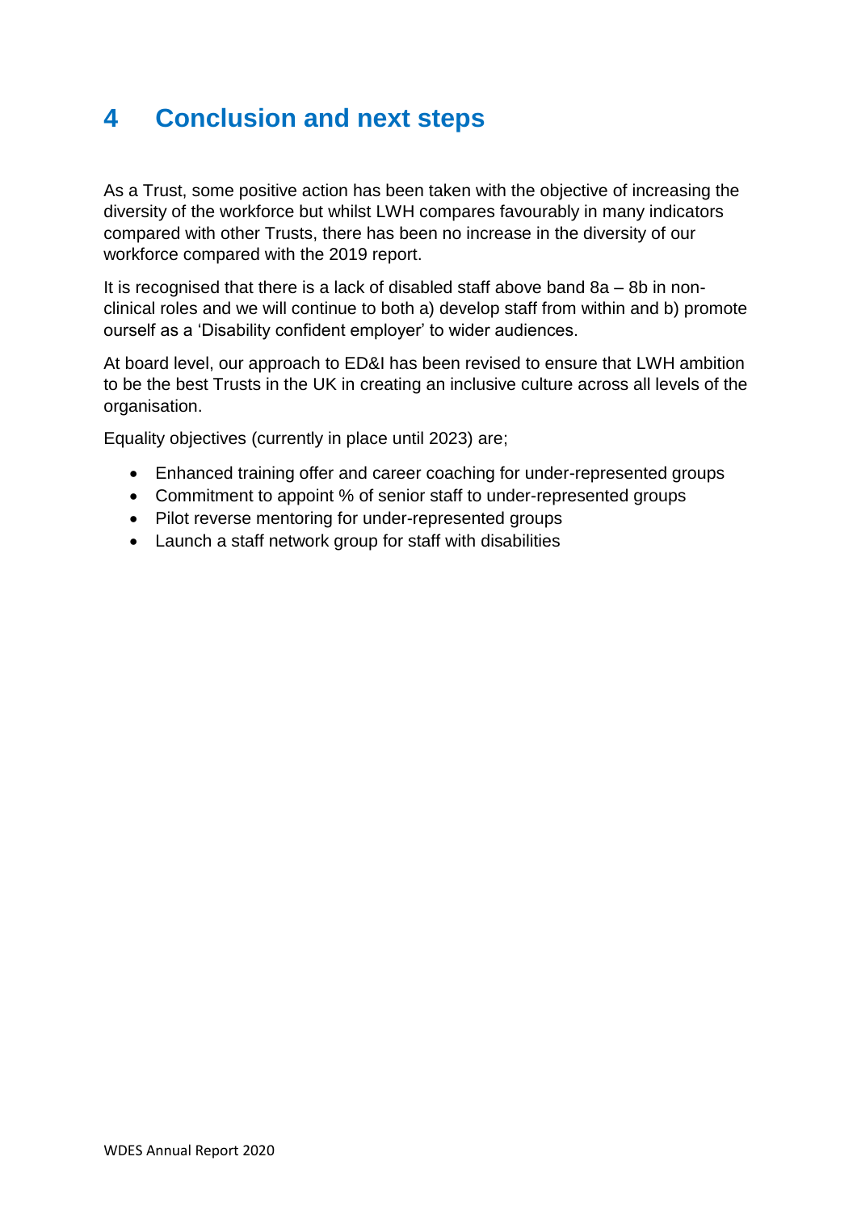# 4 Conclusion and next steps

As a Trust, some positive action has been taken with the objective of increasing the diversity of the workforce but whilst LWH compares favourably in many indicators compared with other Trusts, there has been no increase in the diversity of our workforce compared with the 2019 report.

It is recognised that there is a lack of disabled staff above band 8a – 8b in non-clinical roles and we will continue to both a) develop staff from within and b) promote ourself as a 'Disability confident employer' to wider audiences.

At board level, our approach to ED&I has been revised to ensure that LWH ambition to be the best Trusts in the UK in creating an inclusive culture across all levels of the organisation.

Equality objectives (currently in place until 2023) are;

- Enhanced training offer and career coaching for under-represented groups
- Commitment to appoint % of senior staff to under-represented groups
- Pilot reverse mentoring for under-represented groups
- Launch a staff network group for staff with disabilities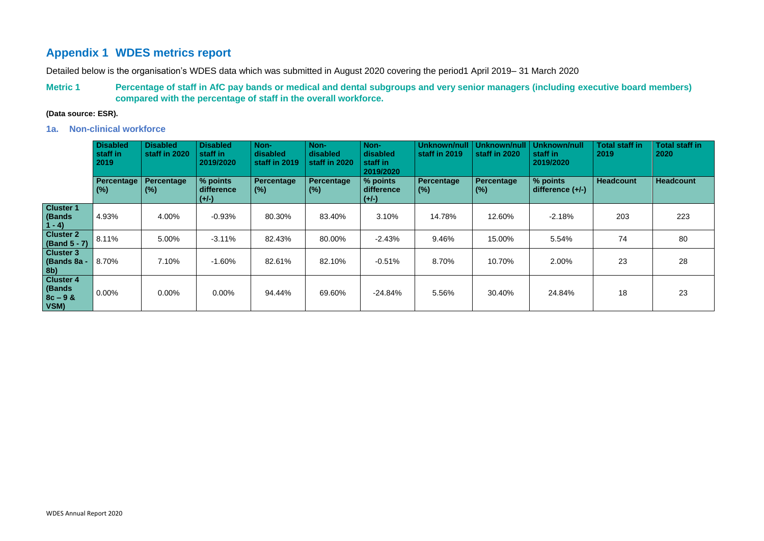## Appendix 1 WDES metrics report

Detailed below is the organisation's WDES data which was submitted in August 2020 covering the period1 April 2019– 31 March 2020

### Metric 1 Percentage of staff in AfC pay bands or medical and dental subgroups and very senior managers (including executive board members) compared with the percentage of staff in the overall workforce.

**(Data source: ESR).**

#### 1a. Non-clinical workforce

| | Disabled staff in 2019 | Disabled staff in 2020 | Disabled staff in 2019/2020 | Non-disabled staff in 2019 | Non-disabled staff in 2020 | Non-disabled staff in 2019/2020 | Unknown/null staff in 2019 | Unknown/null staff in 2020 | Unknown/null staff in 2019/2020 | Total staff in 2019 | Total staff in 2020 |
|---|---|---|---|---|---|---|---|---|---|---|---|
| | Percentage (%) | Percentage (%) | % points difference (+/-) | Percentage (%) | Percentage (%) | % points difference (+/-) | Percentage (%) | Percentage (%) | % points difference (+/-) | Headcount | Headcount |
| **Cluster 1 (Bands 1 - 4)** | 4.93% | 4.00% | -0.93% | 80.30% | 83.40% | 3.10% | 14.78% | 12.60% | -2.18% | 203 | 223 |
| **Cluster 2 (Band 5 - 7)** | 8.11% | 5.00% | -3.11% | 82.43% | 80.00% | -2.43% | 9.46% | 15.00% | 5.54% | 74 | 80 |
| **Cluster 3 (Bands 8a - 8b)** | 8.70% | 7.10% | -1.60% | 82.61% | 82.10% | -0.51% | 8.70% | 10.70% | 2.00% | 23 | 28 |
| **Cluster 4 (Bands 8c – 9 & VSM)** | 0.00% | 0.00% | 0.00% | 94.44% | 69.60% | -24.84% | 5.56% | 30.40% | 24.84% | 18 | 23 |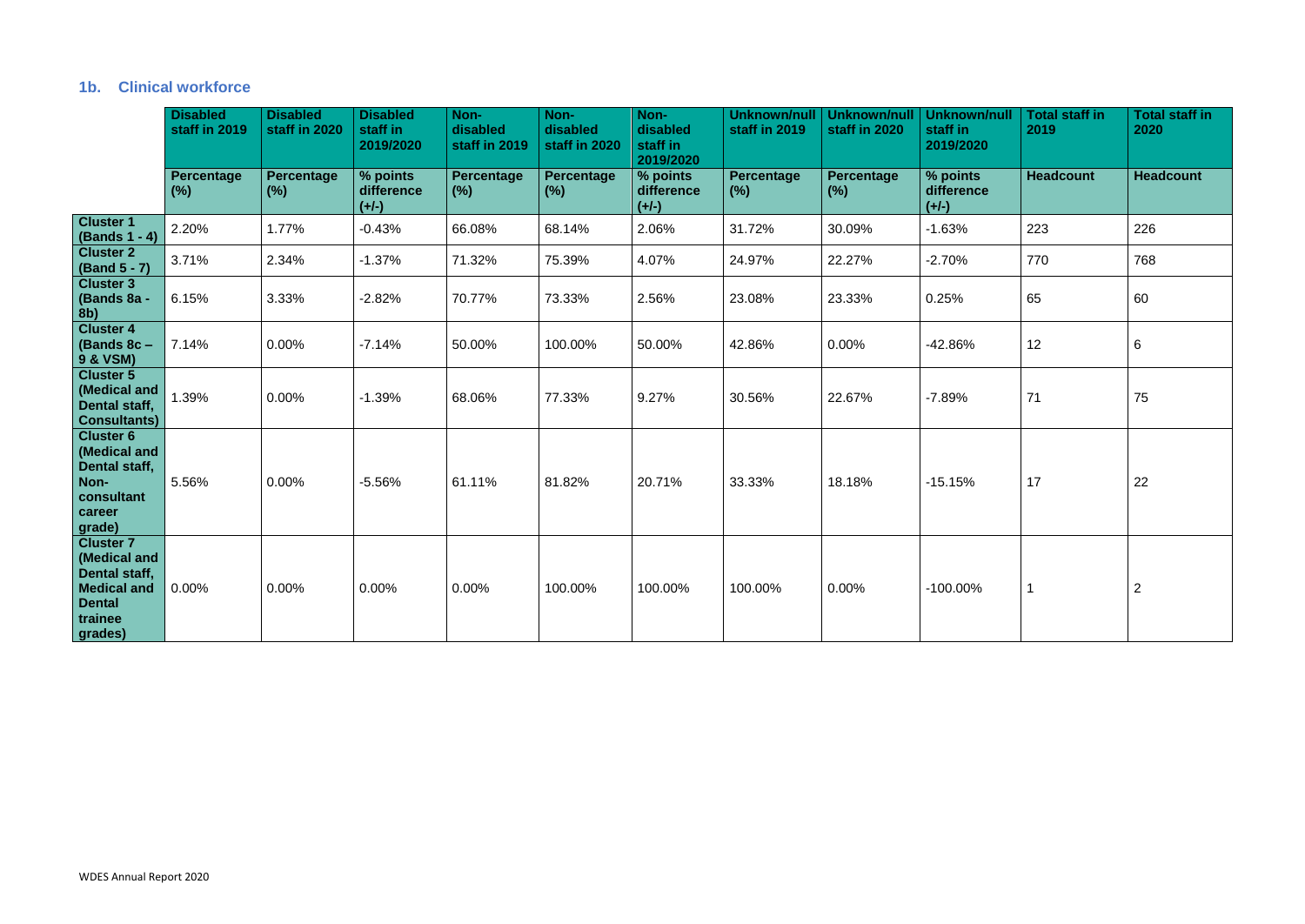### 1b. Clinical workforce

| | Disabled staff in 2019 | Disabled staff in 2020 | Disabled staff in 2019/2020 | Non-disabled staff in 2019 | Non-disabled staff in 2020 | Non-disabled staff in 2019/2020 | Unknown/null staff in 2019 | Unknown/null staff in 2020 | Unknown/null staff in 2019/2020 | Total staff in 2019 | Total staff in 2020 |
|---|---|---|---|---|---|---|---|---|---|---|---|
| | Percentage (%) | Percentage (%) | % points difference (+/-) | Percentage (%) | Percentage (%) | % points difference (+/-) | Percentage (%) | Percentage (%) | % points difference (+/-) | Headcount | Headcount |
| **Cluster 1 (Bands 1 - 4)** | 2.20% | 1.77% | -0.43% | 66.08% | 68.14% | 2.06% | 31.72% | 30.09% | -1.63% | 223 | 226 |
| **Cluster 2 (Band 5 - 7)** | 3.71% | 2.34% | -1.37% | 71.32% | 75.39% | 4.07% | 24.97% | 22.27% | -2.70% | 770 | 768 |
| **Cluster 3 (Bands 8a - 8b)** | 6.15% | 3.33% | -2.82% | 70.77% | 73.33% | 2.56% | 23.08% | 23.33% | 0.25% | 65 | 60 |
| **Cluster 4 (Bands 8c – 9 & VSM)** | 7.14% | 0.00% | -7.14% | 50.00% | 100.00% | 50.00% | 42.86% | 0.00% | -42.86% | 12 | 6 |
| **Cluster 5 (Medical and Dental staff, Consultants)** | 1.39% | 0.00% | -1.39% | 68.06% | 77.33% | 9.27% | 30.56% | 22.67% | -7.89% | 71 | 75 |
| **Cluster 6 (Medical and Dental staff, Non-consultant career grade)** | 5.56% | 0.00% | -5.56% | 61.11% | 81.82% | 20.71% | 33.33% | 18.18% | -15.15% | 17 | 22 |
| **Cluster 7 (Medical and Dental staff, Medical and Dental trainee grades)** | 0.00% | 0.00% | 0.00% | 0.00% | 100.00% | 100.00% | 100.00% | 0.00% | -100.00% | 1 | 2 |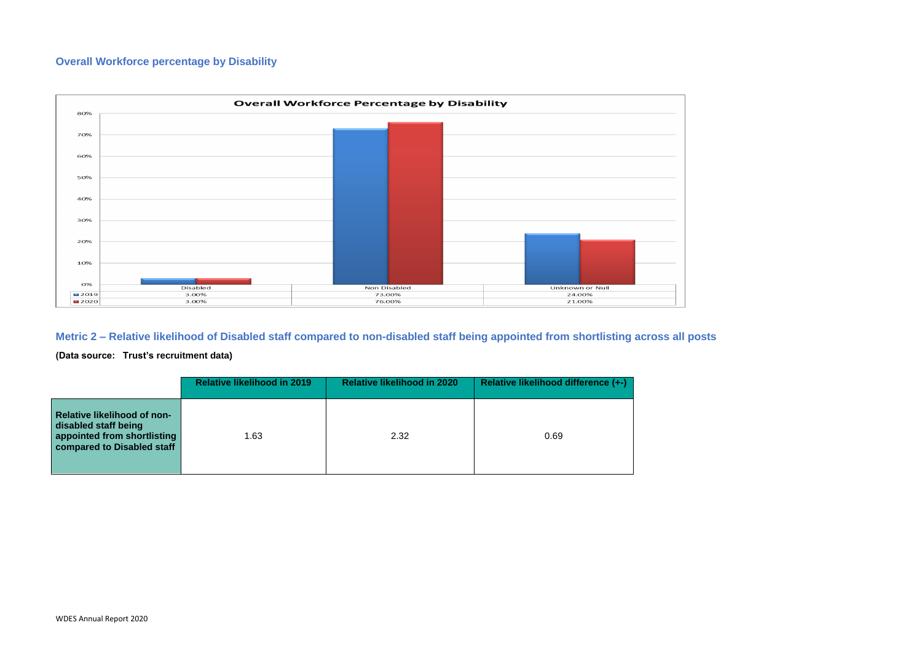## Overall Workforce percentage by Disability

**Overall Workforce Percentage by Disability**

| | Disabled | Non Disabled | Unknown or Null |
|---|---|---|---|
| 2019 | 3.00% | 73.00% | 24.00% |
| 2020 | 3.00% | 76.00% | 21.00% |

## Metric 2 – Relative likelihood of Disabled staff compared to non-disabled staff being appointed from shortlisting across all posts

**(Data source: Trust's recruitment data)**

| | Relative likelihood in 2019 | Relative likelihood in 2020 | Relative likelihood difference (+-) |
|---|---|---|---|
| **Relative likelihood of non-disabled staff being appointed from shortlisting compared to Disabled staff** | 1.63 | 2.32 | 0.69 |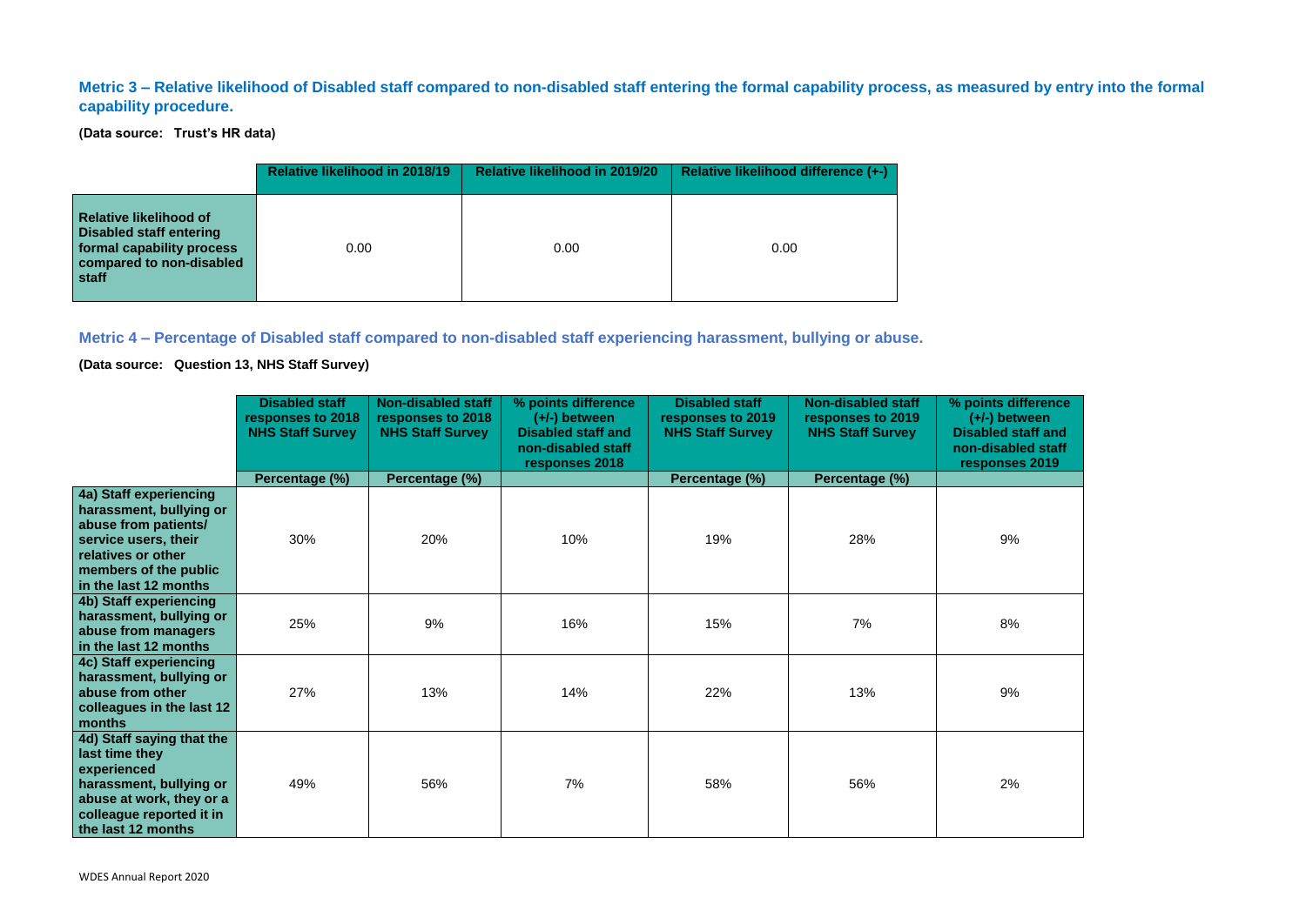### Metric 3 – Relative likelihood of Disabled staff compared to non-disabled staff entering the formal capability process, as measured by entry into the formal capability procedure.

**(Data source: Trust's HR data)**

| | Relative likelihood in 2018/19 | Relative likelihood in 2019/20 | Relative likelihood difference (+-) |
|---|---|---|---|
| **Relative likelihood of Disabled staff entering formal capability process compared to non-disabled staff** | 0.00 | 0.00 | 0.00 |

### Metric 4 – Percentage of Disabled staff compared to non-disabled staff experiencing harassment, bullying or abuse.

**(Data source: Question 13, NHS Staff Survey)**

| | Disabled staff responses to 2018 NHS Staff Survey | Non-disabled staff responses to 2018 NHS Staff Survey | % points difference (+/-) between Disabled staff and non-disabled staff responses 2018 | Disabled staff responses to 2019 NHS Staff Survey | Non-disabled staff responses to 2019 NHS Staff Survey | % points difference (+/-) between Disabled staff and non-disabled staff responses 2019 |
|---|---|---|---|---|---|---|
| | Percentage (%) | Percentage (%) | | Percentage (%) | Percentage (%) | |
| **4a) Staff experiencing harassment, bullying or abuse from patients/ service users, their relatives or other members of the public in the last 12 months** | 30% | 20% | 10% | 19% | 28% | 9% |
| **4b) Staff experiencing harassment, bullying or abuse from managers in the last 12 months** | 25% | 9% | 16% | 15% | 7% | 8% |
| **4c) Staff experiencing harassment, bullying or abuse from other colleagues in the last 12 months** | 27% | 13% | 14% | 22% | 13% | 9% |
| **4d) Staff saying that the last time they experienced harassment, bullying or abuse at work, they or a colleague reported it in the last 12 months** | 49% | 56% | 7% | 58% | 56% | 2% |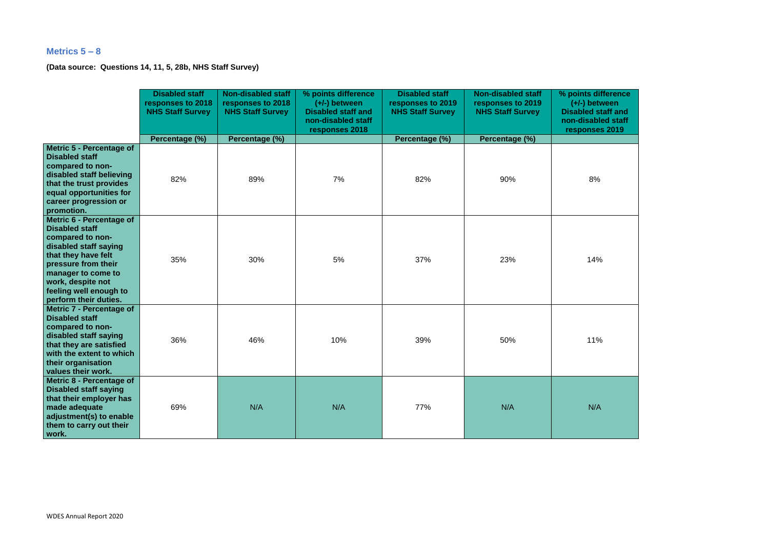## Metrics 5 – 8

**(Data source: Questions 14, 11, 5, 28b, NHS Staff Survey)**

| | Disabled staff responses to 2018 NHS Staff Survey | Non-disabled staff responses to 2018 NHS Staff Survey | % points difference (+/-) between Disabled staff and non-disabled staff responses 2018 | Disabled staff responses to 2019 NHS Staff Survey | Non-disabled staff responses to 2019 NHS Staff Survey | % points difference (+/-) between Disabled staff and non-disabled staff responses 2019 |
|---|---|---|---|---|---|---|
| | Percentage (%) | Percentage (%) | | Percentage (%) | Percentage (%) | |
| **Metric 5 - Percentage of Disabled staff compared to non-disabled staff believing that the trust provides equal opportunities for career progression or promotion.** | 82% | 89% | 7% | 82% | 90% | 8% |
| **Metric 6 - Percentage of Disabled staff compared to non-disabled staff saying that they have felt pressure from their manager to come to work, despite not feeling well enough to perform their duties.** | 35% | 30% | 5% | 37% | 23% | 14% |
| **Metric 7 - Percentage of Disabled staff compared to non-disabled staff saying that they are satisfied with the extent to which their organisation values their work.** | 36% | 46% | 10% | 39% | 50% | 11% |
| **Metric 8 - Percentage of Disabled staff saying that their employer has made adequate adjustment(s) to enable them to carry out their work.** | 69% | N/A | N/A | 77% | N/A | N/A |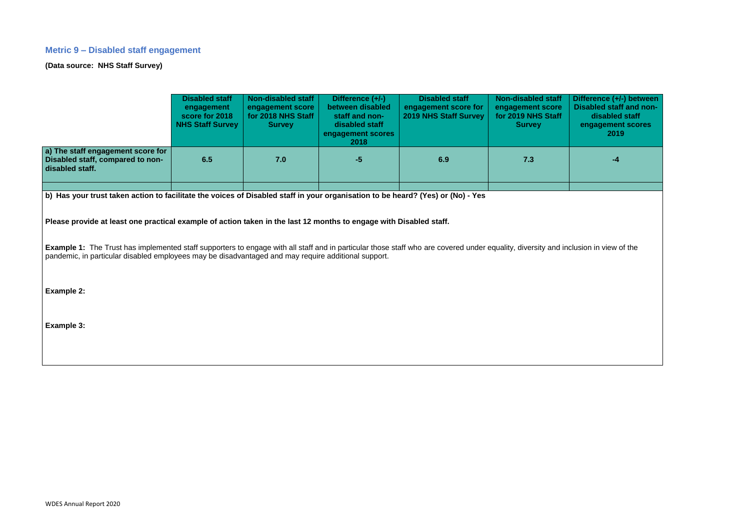## Metric 9 – Disabled staff engagement

**(Data source: NHS Staff Survey)**

| | Disabled staff engagement score for 2018 NHS Staff Survey | Non-disabled staff engagement score for 2018 NHS Staff Survey | Difference (+/-) between disabled staff and non-disabled staff engagement scores 2018 | Disabled staff engagement score for 2019 NHS Staff Survey | Non-disabled staff engagement score for 2019 NHS Staff Survey | Difference (+/-) between Disabled staff and non-disabled staff engagement scores 2019 |
|---|---|---|---|---|---|---|
| **a) The staff engagement score for Disabled staff, compared to non-disabled staff.** | 6.5 | 7.0 | -5 | 6.9 | 7.3 | -4 |
| | | | | | | |

**b) Has your trust taken action to facilitate the voices of Disabled staff in your organisation to be heard? (Yes) or (No) - Yes**

**Please provide at least one practical example of action taken in the last 12 months to engage with Disabled staff.**

**Example 1:** The Trust has implemented staff supporters to engage with all staff and in particular those staff who are covered under equality, diversity and inclusion in view of the pandemic, in particular disabled employees may be disadvantaged and may require additional support.

**Example 2:**

**Example 3:**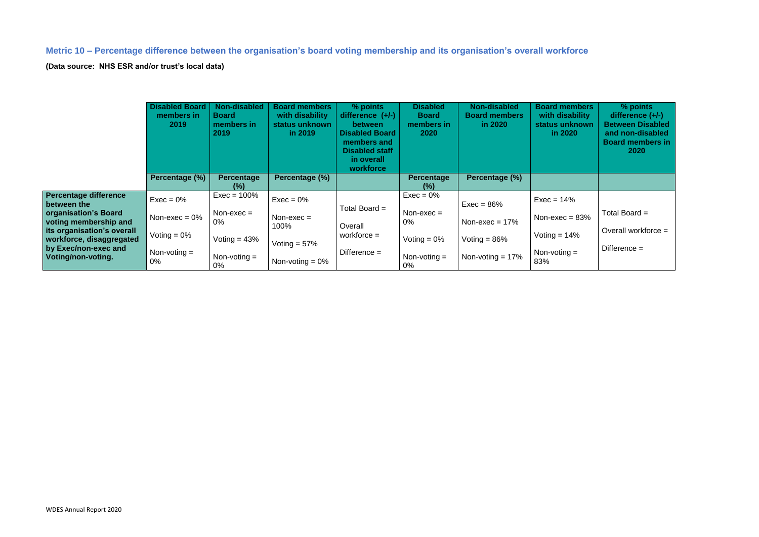### Metric 10 – Percentage difference between the organisation's board voting membership and its organisation's overall workforce

**(Data source: NHS ESR and/or trust's local data)**

| | Disabled Board members in 2019 | Non-disabled Board members in 2019 | Board members with disability status unknown in 2019 | % points difference (+/-) between Disabled Board members and Disabled staff in overall workforce | Disabled Board members in 2020 | Non-disabled Board members in 2020 | Board members with disability status unknown in 2020 | % points difference (+/-) Between Disabled and non-disabled Board members in 2020 |
|---|---|---|---|---|---|---|---|---|
| | Percentage (%) | Percentage (%) | Percentage (%) | | Percentage (%) | Percentage (%) | | |
| **Percentage difference between the organisation's Board voting membership and its organisation's overall workforce, disaggregated by Exec/non-exec and Voting/non-voting.** | Exec = 0%<br>Non-exec = 0%<br>Voting = 0%<br>Non-voting = 0% | Exec = 100%<br>Non-exec = 0%<br>Voting = 43%<br>Non-voting = 0% | Exec = 0%<br>Non-exec = 100%<br>Voting = 57%<br>Non-voting = 0% | Total Board =<br>Overall workforce =<br>Difference = | Exec = 0%<br>Non-exec = 0%<br>Voting = 0%<br>Non-voting = 0% | Exec = 86%<br>Non-exec = 17%<br>Voting = 86%<br>Non-voting = 17% | Exec = 14%<br>Non-exec = 83%<br>Voting = 14%<br>Non-voting = 83% | Total Board =<br>Overall workforce =<br>Difference = |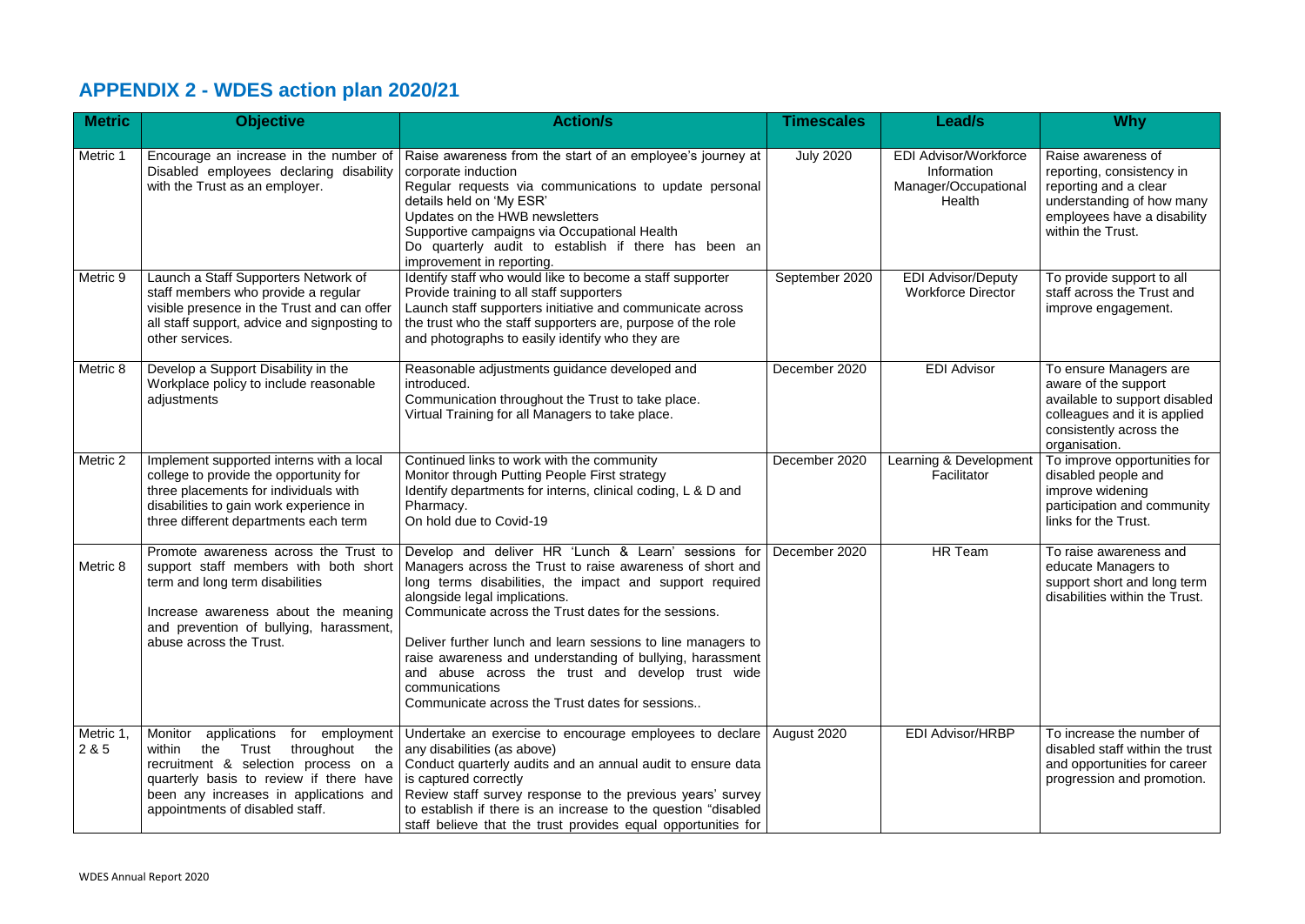# APPENDIX 2 - WDES action plan 2020/21

| Metric | Objective | Action/s | Timescales | Lead/s | Why |
|---|---|---|---|---|---|
| Metric 1 | Encourage an increase in the number of Disabled employees declaring disability with the Trust as an employer. | Raise awareness from the start of an employee's journey at corporate induction<br>Regular requests via communications to update personal details held on 'My ESR'<br>Updates on the HWB newsletters<br>Supportive campaigns via Occupational Health<br>Do quarterly audit to establish if there has been an improvement in reporting. | July 2020 | EDI Advisor/Workforce Information Manager/Occupational Health | Raise awareness of reporting, consistency in reporting and a clear understanding of how many employees have a disability within the Trust. |
| Metric 9 | Launch a Staff Supporters Network of staff members who provide a regular visible presence in the Trust and can offer all staff support, advice and signposting to other services. | Identify staff who would like to become a staff supporter<br>Provide training to all staff supporters<br>Launch staff supporters initiative and communicate across the trust who the staff supporters are, purpose of the role and photographs to easily identify who they are | September 2020 | EDI Advisor/Deputy Workforce Director | To provide support to all staff across the Trust and improve engagement. |
| Metric 8 | Develop a Support Disability in the Workplace policy to include reasonable adjustments | Reasonable adjustments guidance developed and introduced.<br>Communication throughout the Trust to take place.<br>Virtual Training for all Managers to take place. | December 2020 | EDI Advisor | To ensure Managers are aware of the support available to support disabled colleagues and it is applied consistently across the organisation. |
| Metric 2 | Implement supported interns with a local college to provide the opportunity for three placements for individuals with disabilities to gain work experience in three different departments each term | Continued links to work with the community<br>Monitor through Putting People First strategy<br>Identify departments for interns, clinical coding, L & D and Pharmacy.<br>On hold due to Covid-19 | December 2020 | Learning & Development Facilitator | To improve opportunities for disabled people and improve widening participation and community links for the Trust. |
| Metric 8 | Promote awareness across the Trust to support staff members with both short term and long term disabilities<br><br>Increase awareness about the meaning and prevention of bullying, harassment, abuse across the Trust. | Develop and deliver HR 'Lunch & Learn' sessions for Managers across the Trust to raise awareness of short and long terms disabilities, the impact and support required alongside legal implications.<br>Communicate across the Trust dates for the sessions.<br><br>Deliver further lunch and learn sessions to line managers to raise awareness and understanding of bullying, harassment and abuse across the trust and develop trust wide communications<br>Communicate across the Trust dates for sessions.. | December 2020 | HR Team | To raise awareness and educate Managers to support short and long term disabilities within the Trust. |
| Metric 1, 2 & 5 | Monitor applications for employment within the Trust throughout the recruitment & selection process on a quarterly basis to review if there have been any increases in applications and appointments of disabled staff. | Undertake an exercise to encourage employees to declare any disabilities (as above)<br>Conduct quarterly audits and an annual audit to ensure data is captured correctly<br>Review staff survey response to the previous years' survey to establish if there is an increase to the question "disabled staff believe that the trust provides equal opportunities for | August 2020 | EDI Advisor/HRBP | To increase the number of disabled staff within the trust and opportunities for career progression and promotion. |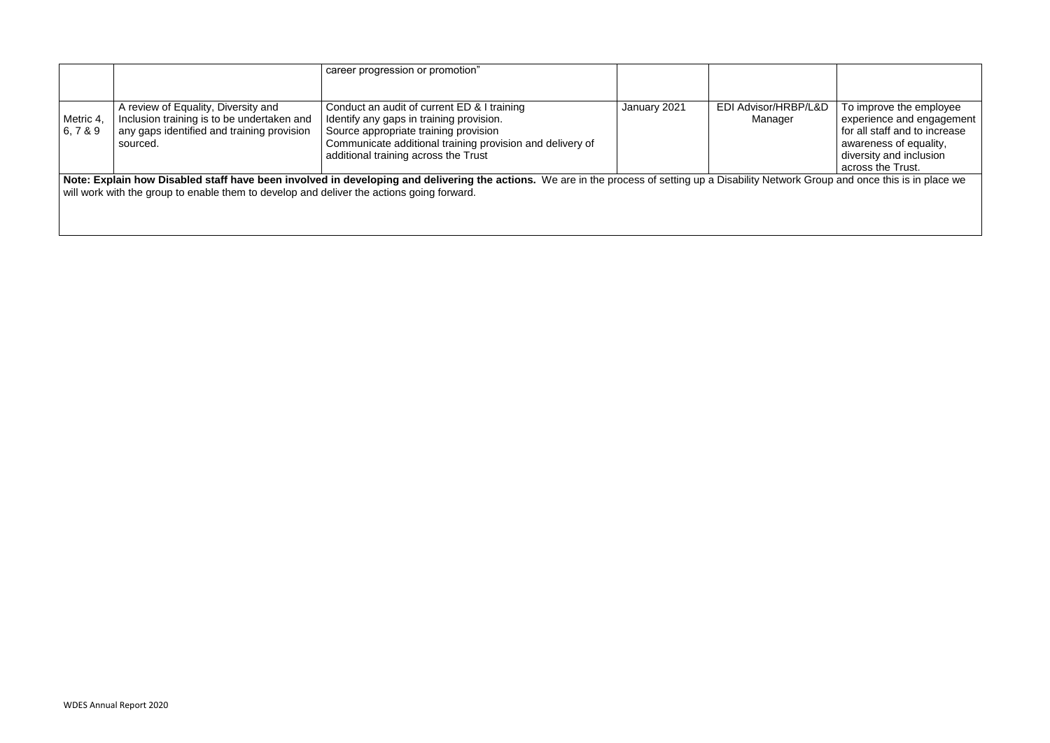| | | | | | |
|---|---|---|---|---|---|
| | | career progression or promotion" | | | |
| Metric 4, 6, 7 & 9 | A review of Equality, Diversity and Inclusion training is to be undertaken and any gaps identified and training provision sourced. | Conduct an audit of current ED & I training<br>Identify any gaps in training provision.<br>Source appropriate training provision<br>Communicate additional training provision and delivery of additional training across the Trust | January 2021 | EDI Advisor/HRBP/L&D Manager | To improve the employee experience and engagement for all staff and to increase awareness of equality, diversity and inclusion across the Trust. |
| **Note: Explain how Disabled staff have been involved in developing and delivering the actions.** We are in the process of setting up a Disability Network Group and once this is in place we will work with the group to enable them to develop and deliver the actions going forward. | | | | | |